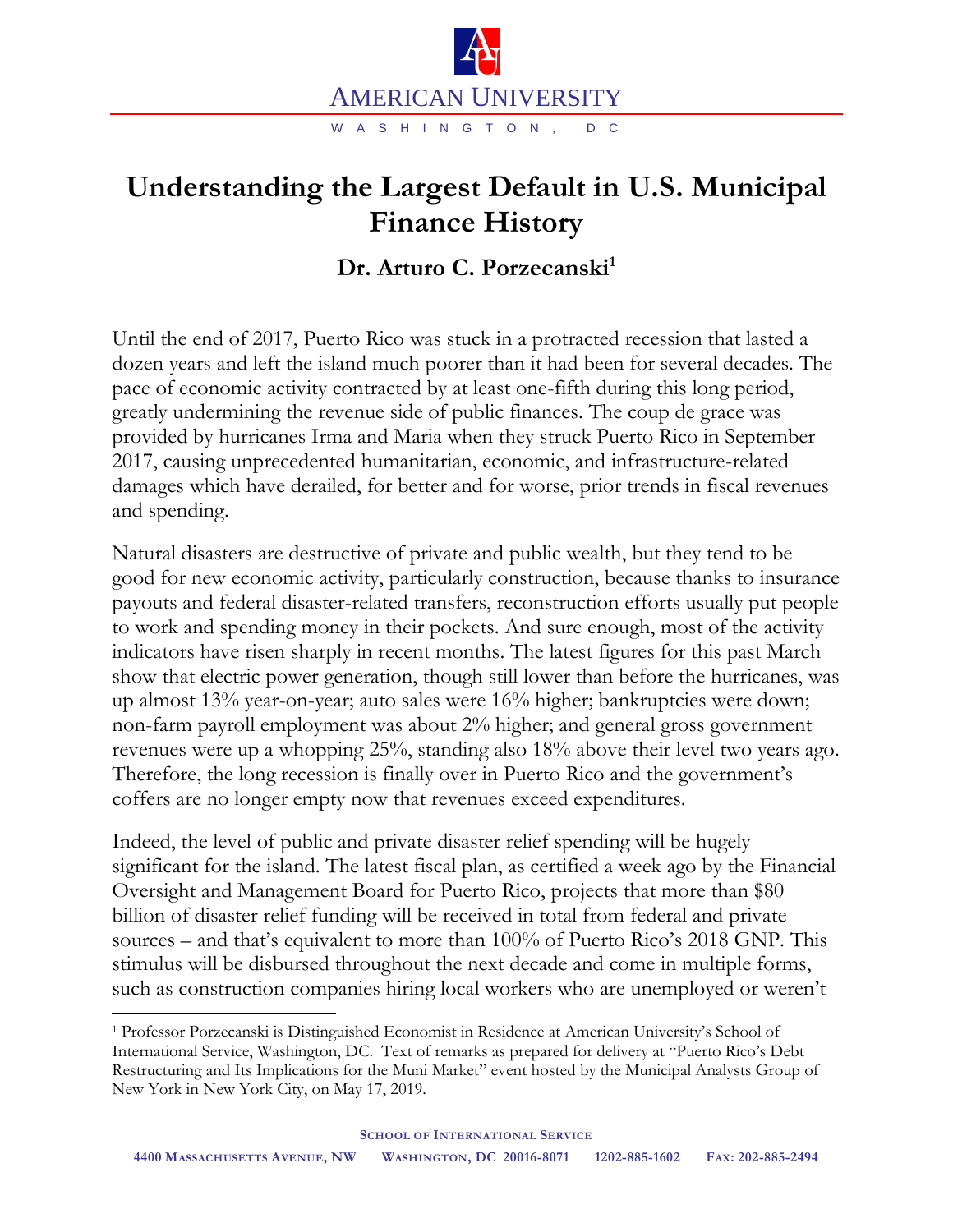# Understanding the Largest Default in U.S. Municipal Finance History

**Dr. Arturo C. Porzecanski**[1]

Until the end of 2017, Puerto Rico was stuck in a protracted recession that lasted a dozen years and left the island much poorer than it had been for several decades. The pace of economic activity contracted by at least one-fifth during this long period, greatly undermining the revenue side of public finances. The coup de grace was provided by hurricanes Irma and Maria when they struck Puerto Rico in September 2017, causing unprecedented humanitarian, economic, and infrastructure-related damages which have derailed, for better and for worse, prior trends in fiscal revenues and spending.

Natural disasters are destructive of private and public wealth, but they tend to be good for new economic activity, particularly construction, because thanks to insurance payouts and federal disaster-related transfers, reconstruction efforts usually put people to work and spending money in their pockets. And sure enough, most of the activity indicators have risen sharply in recent months. The latest figures for this past March show that electric power generation, though still lower than before the hurricanes, was up almost 13% year-on-year; auto sales were 16% higher; bankruptcies were down; non-farm payroll employment was about 2% higher; and general gross government revenues were up a whopping 25%, standing also 18% above their level two years ago. Therefore, the long recession is finally over in Puerto Rico and the government's coffers are no longer empty now that revenues exceed expenditures.

Indeed, the level of public and private disaster relief spending will be hugely significant for the island. The latest fiscal plan, as certified a week ago by the Financial Oversight and Management Board for Puerto Rico, projects that more than $80 billion of disaster relief funding will be received in total from federal and private sources – and that's equivalent to more than 100% of Puerto Rico's 2018 GNP. This stimulus will be disbursed throughout the next decade and come in multiple forms, such as construction companies hiring local workers who are unemployed or weren't

---

[1] Professor Porzecanski is Distinguished Economist in Residence at American University's School of International Service, Washington, DC. Text of remarks as prepared for delivery at "Puerto Rico's Debt Restructuring and Its Implications for the Muni Market" event hosted by the Municipal Analysts Group of New York in New York City, on May 17, 2019.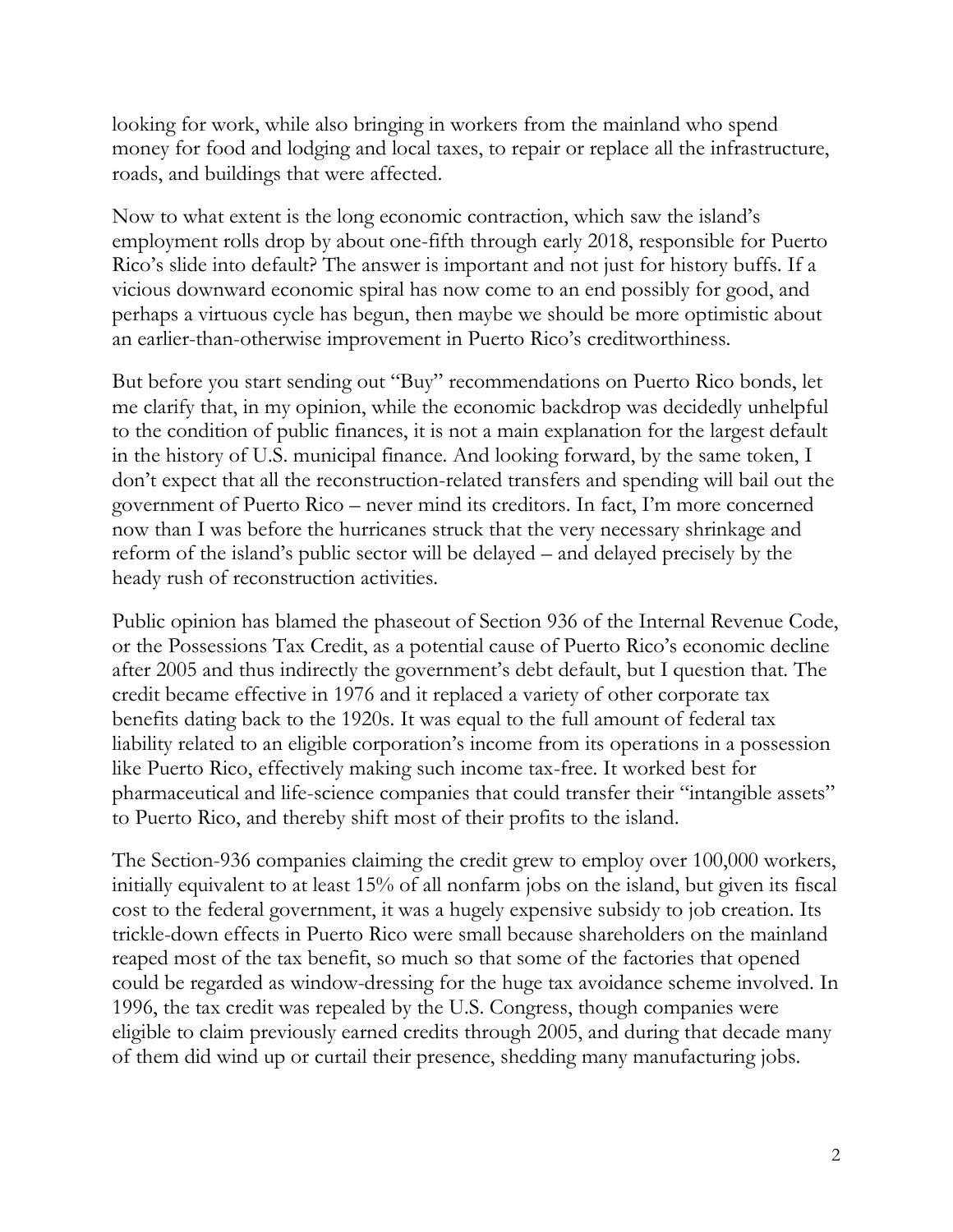looking for work, while also bringing in workers from the mainland who spend money for food and lodging and local taxes, to repair or replace all the infrastructure, roads, and buildings that were affected.

Now to what extent is the long economic contraction, which saw the island's employment rolls drop by about one-fifth through early 2018, responsible for Puerto Rico's slide into default? The answer is important and not just for history buffs. If a vicious downward economic spiral has now come to an end possibly for good, and perhaps a virtuous cycle has begun, then maybe we should be more optimistic about an earlier-than-otherwise improvement in Puerto Rico's creditworthiness.

But before you start sending out "Buy" recommendations on Puerto Rico bonds, let me clarify that, in my opinion, while the economic backdrop was decidedly unhelpful to the condition of public finances, it is not a main explanation for the largest default in the history of U.S. municipal finance. And looking forward, by the same token, I don't expect that all the reconstruction-related transfers and spending will bail out the government of Puerto Rico – never mind its creditors. In fact, I'm more concerned now than I was before the hurricanes struck that the very necessary shrinkage and reform of the island's public sector will be delayed – and delayed precisely by the heady rush of reconstruction activities.

Public opinion has blamed the phaseout of Section 936 of the Internal Revenue Code, or the Possessions Tax Credit, as a potential cause of Puerto Rico's economic decline after 2005 and thus indirectly the government's debt default, but I question that. The credit became effective in 1976 and it replaced a variety of other corporate tax benefits dating back to the 1920s. It was equal to the full amount of federal tax liability related to an eligible corporation's income from its operations in a possession like Puerto Rico, effectively making such income tax-free. It worked best for pharmaceutical and life-science companies that could transfer their "intangible assets" to Puerto Rico, and thereby shift most of their profits to the island.

The Section-936 companies claiming the credit grew to employ over 100,000 workers, initially equivalent to at least 15% of all nonfarm jobs on the island, but given its fiscal cost to the federal government, it was a hugely expensive subsidy to job creation. Its trickle-down effects in Puerto Rico were small because shareholders on the mainland reaped most of the tax benefit, so much so that some of the factories that opened could be regarded as window-dressing for the huge tax avoidance scheme involved. In 1996, the tax credit was repealed by the U.S. Congress, though companies were eligible to claim previously earned credits through 2005, and during that decade many of them did wind up or curtail their presence, shedding many manufacturing jobs.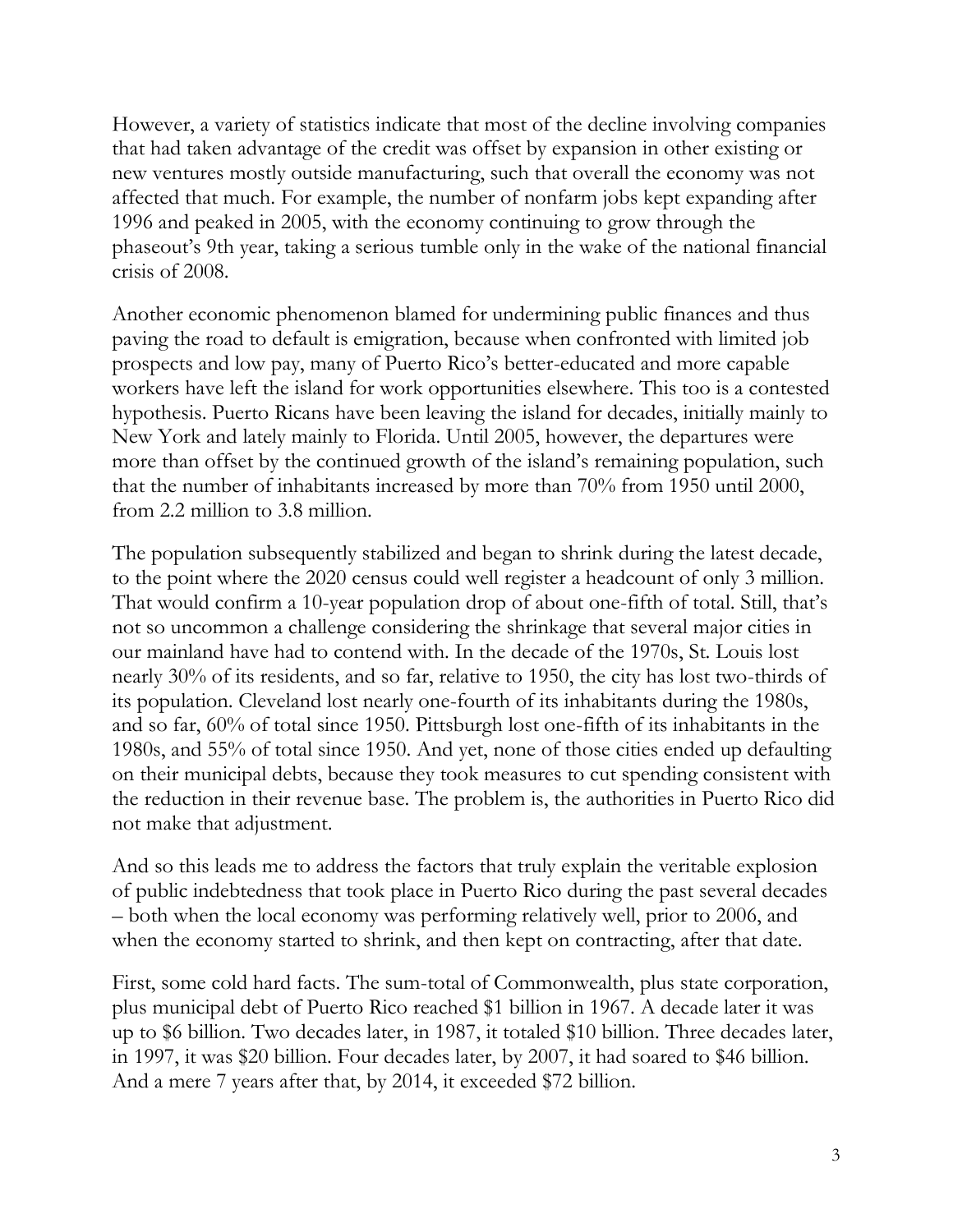However, a variety of statistics indicate that most of the decline involving companies that had taken advantage of the credit was offset by expansion in other existing or new ventures mostly outside manufacturing, such that overall the economy was not affected that much. For example, the number of nonfarm jobs kept expanding after 1996 and peaked in 2005, with the economy continuing to grow through the phaseout's 9th year, taking a serious tumble only in the wake of the national financial crisis of 2008.

Another economic phenomenon blamed for undermining public finances and thus paving the road to default is emigration, because when confronted with limited job prospects and low pay, many of Puerto Rico's better-educated and more capable workers have left the island for work opportunities elsewhere. This too is a contested hypothesis. Puerto Ricans have been leaving the island for decades, initially mainly to New York and lately mainly to Florida. Until 2005, however, the departures were more than offset by the continued growth of the island's remaining population, such that the number of inhabitants increased by more than 70% from 1950 until 2000, from 2.2 million to 3.8 million.

The population subsequently stabilized and began to shrink during the latest decade, to the point where the 2020 census could well register a headcount of only 3 million. That would confirm a 10-year population drop of about one-fifth of total. Still, that's not so uncommon a challenge considering the shrinkage that several major cities in our mainland have had to contend with. In the decade of the 1970s, St. Louis lost nearly 30% of its residents, and so far, relative to 1950, the city has lost two-thirds of its population. Cleveland lost nearly one-fourth of its inhabitants during the 1980s, and so far, 60% of total since 1950. Pittsburgh lost one-fifth of its inhabitants in the 1980s, and 55% of total since 1950. And yet, none of those cities ended up defaulting on their municipal debts, because they took measures to cut spending consistent with the reduction in their revenue base. The problem is, the authorities in Puerto Rico did not make that adjustment.

And so this leads me to address the factors that truly explain the veritable explosion of public indebtedness that took place in Puerto Rico during the past several decades – both when the local economy was performing relatively well, prior to 2006, and when the economy started to shrink, and then kept on contracting, after that date.

First, some cold hard facts. The sum-total of Commonwealth, plus state corporation, plus municipal debt of Puerto Rico reached $1 billion in 1967. A decade later it was up to $6 billion. Two decades later, in 1987, it totaled $10 billion. Three decades later, in 1997, it was $20 billion. Four decades later, by 2007, it had soared to $46 billion. And a mere 7 years after that, by 2014, it exceeded $72 billion.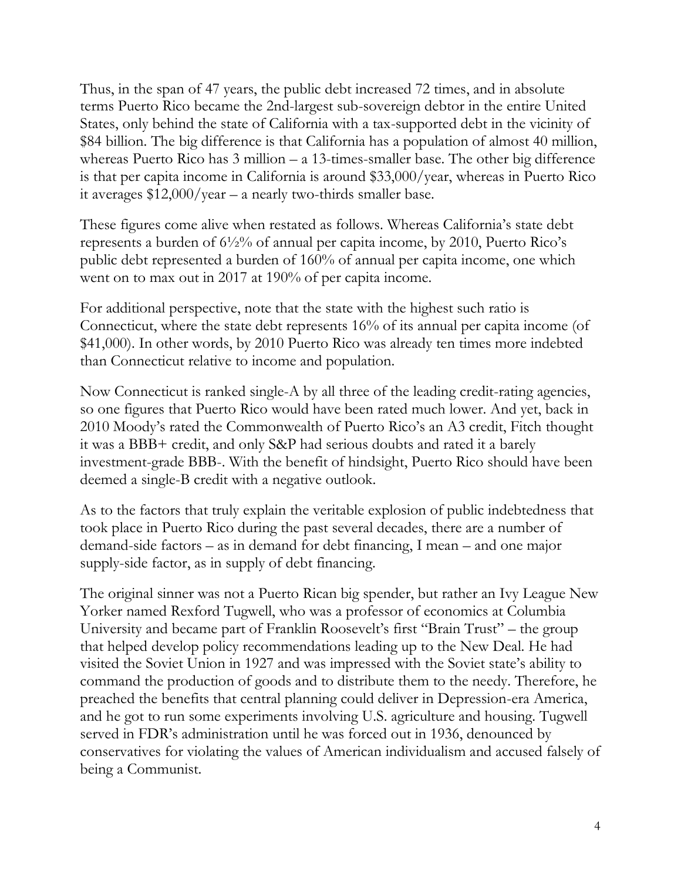Thus, in the span of 47 years, the public debt increased 72 times, and in absolute terms Puerto Rico became the 2nd-largest sub-sovereign debtor in the entire United States, only behind the state of California with a tax-supported debt in the vicinity of \$84 billion. The big difference is that California has a population of almost 40 million, whereas Puerto Rico has 3 million – a 13-times-smaller base. The other big difference is that per capita income in California is around \$33,000/year, whereas in Puerto Rico it averages \$12,000/year – a nearly two-thirds smaller base.

These figures come alive when restated as follows. Whereas California's state debt represents a burden of 6½% of annual per capita income, by 2010, Puerto Rico's public debt represented a burden of 160% of annual per capita income, one which went on to max out in 2017 at 190% of per capita income.

For additional perspective, note that the state with the highest such ratio is Connecticut, where the state debt represents 16% of its annual per capita income (of \$41,000). In other words, by 2010 Puerto Rico was already ten times more indebted than Connecticut relative to income and population.

Now Connecticut is ranked single-A by all three of the leading credit-rating agencies, so one figures that Puerto Rico would have been rated much lower. And yet, back in 2010 Moody's rated the Commonwealth of Puerto Rico's an A3 credit, Fitch thought it was a BBB+ credit, and only S&P had serious doubts and rated it a barely investment-grade BBB-. With the benefit of hindsight, Puerto Rico should have been deemed a single-B credit with a negative outlook.

As to the factors that truly explain the veritable explosion of public indebtedness that took place in Puerto Rico during the past several decades, there are a number of demand-side factors – as in demand for debt financing, I mean – and one major supply-side factor, as in supply of debt financing.

The original sinner was not a Puerto Rican big spender, but rather an Ivy League New Yorker named Rexford Tugwell, who was a professor of economics at Columbia University and became part of Franklin Roosevelt's first "Brain Trust" – the group that helped develop policy recommendations leading up to the New Deal. He had visited the Soviet Union in 1927 and was impressed with the Soviet state's ability to command the production of goods and to distribute them to the needy. Therefore, he preached the benefits that central planning could deliver in Depression-era America, and he got to run some experiments involving U.S. agriculture and housing. Tugwell served in FDR's administration until he was forced out in 1936, denounced by conservatives for violating the values of American individualism and accused falsely of being a Communist.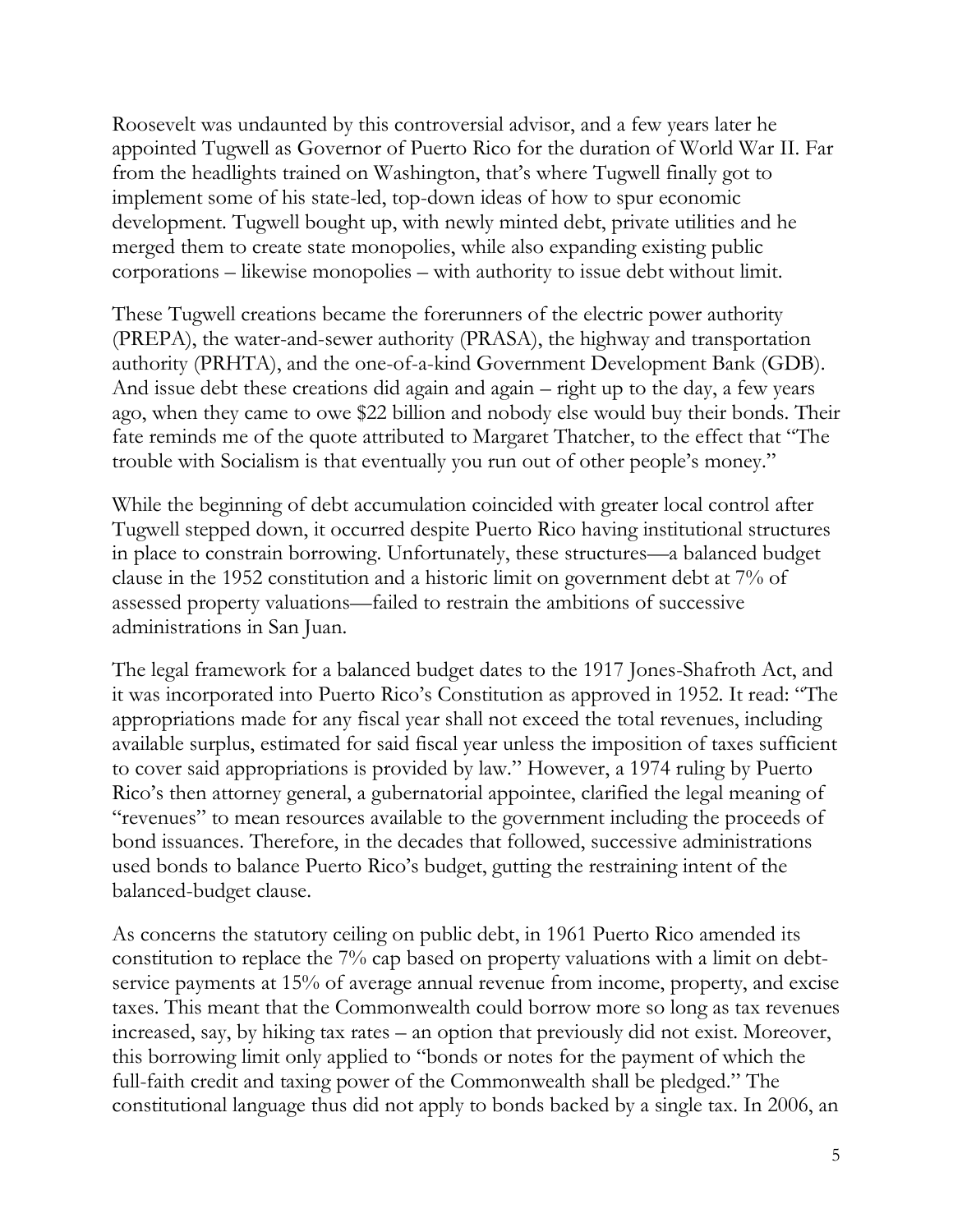Roosevelt was undaunted by this controversial advisor, and a few years later he appointed Tugwell as Governor of Puerto Rico for the duration of World War II. Far from the headlights trained on Washington, that's where Tugwell finally got to implement some of his state-led, top-down ideas of how to spur economic development. Tugwell bought up, with newly minted debt, private utilities and he merged them to create state monopolies, while also expanding existing public corporations – likewise monopolies – with authority to issue debt without limit.

These Tugwell creations became the forerunners of the electric power authority (PREPA), the water-and-sewer authority (PRASA), the highway and transportation authority (PRHTA), and the one-of-a-kind Government Development Bank (GDB). And issue debt these creations did again and again – right up to the day, a few years ago, when they came to owe $22 billion and nobody else would buy their bonds. Their fate reminds me of the quote attributed to Margaret Thatcher, to the effect that "The trouble with Socialism is that eventually you run out of other people's money."

While the beginning of debt accumulation coincided with greater local control after Tugwell stepped down, it occurred despite Puerto Rico having institutional structures in place to constrain borrowing. Unfortunately, these structures—a balanced budget clause in the 1952 constitution and a historic limit on government debt at 7% of assessed property valuations—failed to restrain the ambitions of successive administrations in San Juan.

The legal framework for a balanced budget dates to the 1917 Jones-Shafroth Act, and it was incorporated into Puerto Rico's Constitution as approved in 1952. It read: "The appropriations made for any fiscal year shall not exceed the total revenues, including available surplus, estimated for said fiscal year unless the imposition of taxes sufficient to cover said appropriations is provided by law." However, a 1974 ruling by Puerto Rico's then attorney general, a gubernatorial appointee, clarified the legal meaning of "revenues" to mean resources available to the government including the proceeds of bond issuances. Therefore, in the decades that followed, successive administrations used bonds to balance Puerto Rico's budget, gutting the restraining intent of the balanced-budget clause.

As concerns the statutory ceiling on public debt, in 1961 Puerto Rico amended its constitution to replace the 7% cap based on property valuations with a limit on debt-service payments at 15% of average annual revenue from income, property, and excise taxes. This meant that the Commonwealth could borrow more so long as tax revenues increased, say, by hiking tax rates – an option that previously did not exist. Moreover, this borrowing limit only applied to "bonds or notes for the payment of which the full-faith credit and taxing power of the Commonwealth shall be pledged." The constitutional language thus did not apply to bonds backed by a single tax. In 2006, an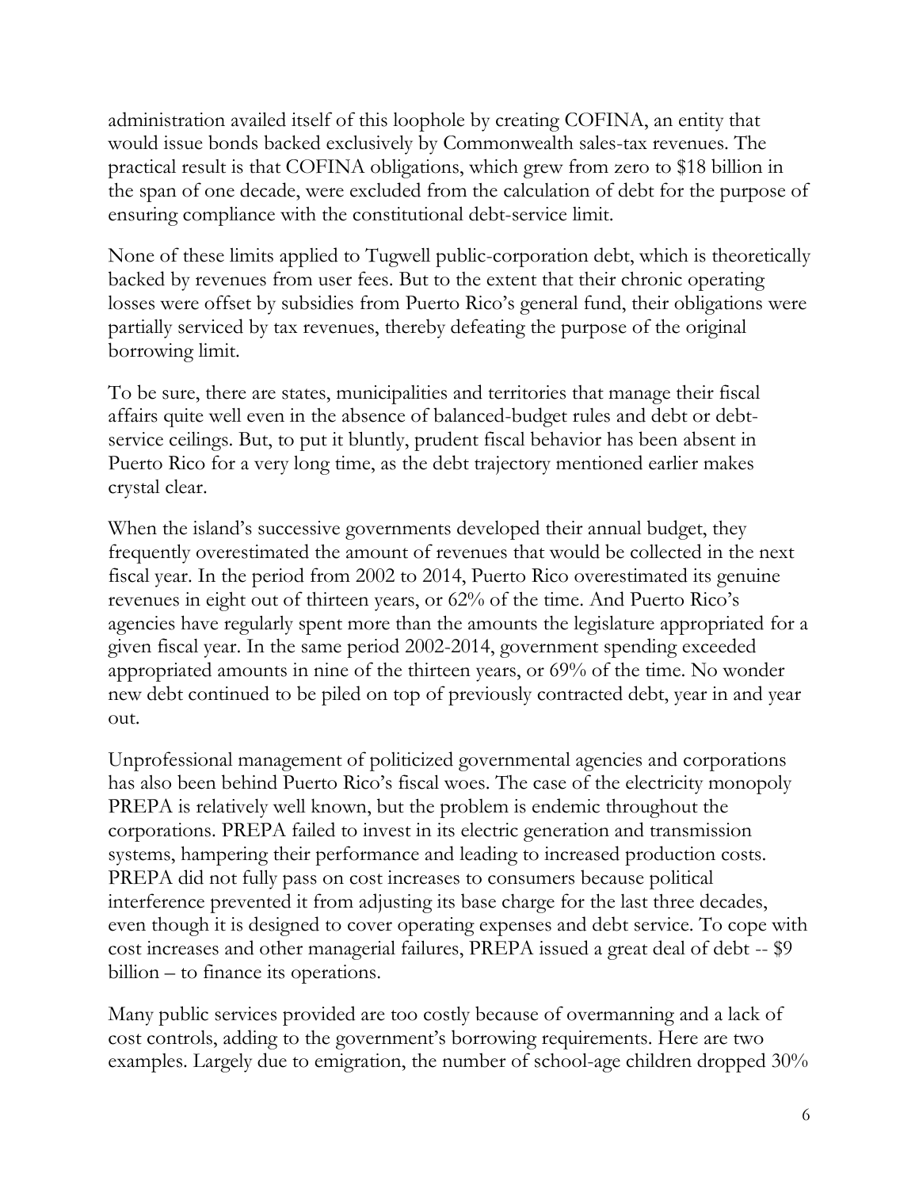administration availed itself of this loophole by creating COFINA, an entity that would issue bonds backed exclusively by Commonwealth sales-tax revenues. The practical result is that COFINA obligations, which grew from zero to $18 billion in the span of one decade, were excluded from the calculation of debt for the purpose of ensuring compliance with the constitutional debt-service limit.

None of these limits applied to Tugwell public-corporation debt, which is theoretically backed by revenues from user fees. But to the extent that their chronic operating losses were offset by subsidies from Puerto Rico's general fund, their obligations were partially serviced by tax revenues, thereby defeating the purpose of the original borrowing limit.

To be sure, there are states, municipalities and territories that manage their fiscal affairs quite well even in the absence of balanced-budget rules and debt or debt-service ceilings. But, to put it bluntly, prudent fiscal behavior has been absent in Puerto Rico for a very long time, as the debt trajectory mentioned earlier makes crystal clear.

When the island's successive governments developed their annual budget, they frequently overestimated the amount of revenues that would be collected in the next fiscal year. In the period from 2002 to 2014, Puerto Rico overestimated its genuine revenues in eight out of thirteen years, or 62% of the time. And Puerto Rico's agencies have regularly spent more than the amounts the legislature appropriated for a given fiscal year. In the same period 2002-2014, government spending exceeded appropriated amounts in nine of the thirteen years, or 69% of the time. No wonder new debt continued to be piled on top of previously contracted debt, year in and year out.

Unprofessional management of politicized governmental agencies and corporations has also been behind Puerto Rico's fiscal woes. The case of the electricity monopoly PREPA is relatively well known, but the problem is endemic throughout the corporations. PREPA failed to invest in its electric generation and transmission systems, hampering their performance and leading to increased production costs. PREPA did not fully pass on cost increases to consumers because political interference prevented it from adjusting its base charge for the last three decades, even though it is designed to cover operating expenses and debt service. To cope with cost increases and other managerial failures, PREPA issued a great deal of debt -- $9 billion – to finance its operations.

Many public services provided are too costly because of overmanning and a lack of cost controls, adding to the government's borrowing requirements. Here are two examples. Largely due to emigration, the number of school-age children dropped 30%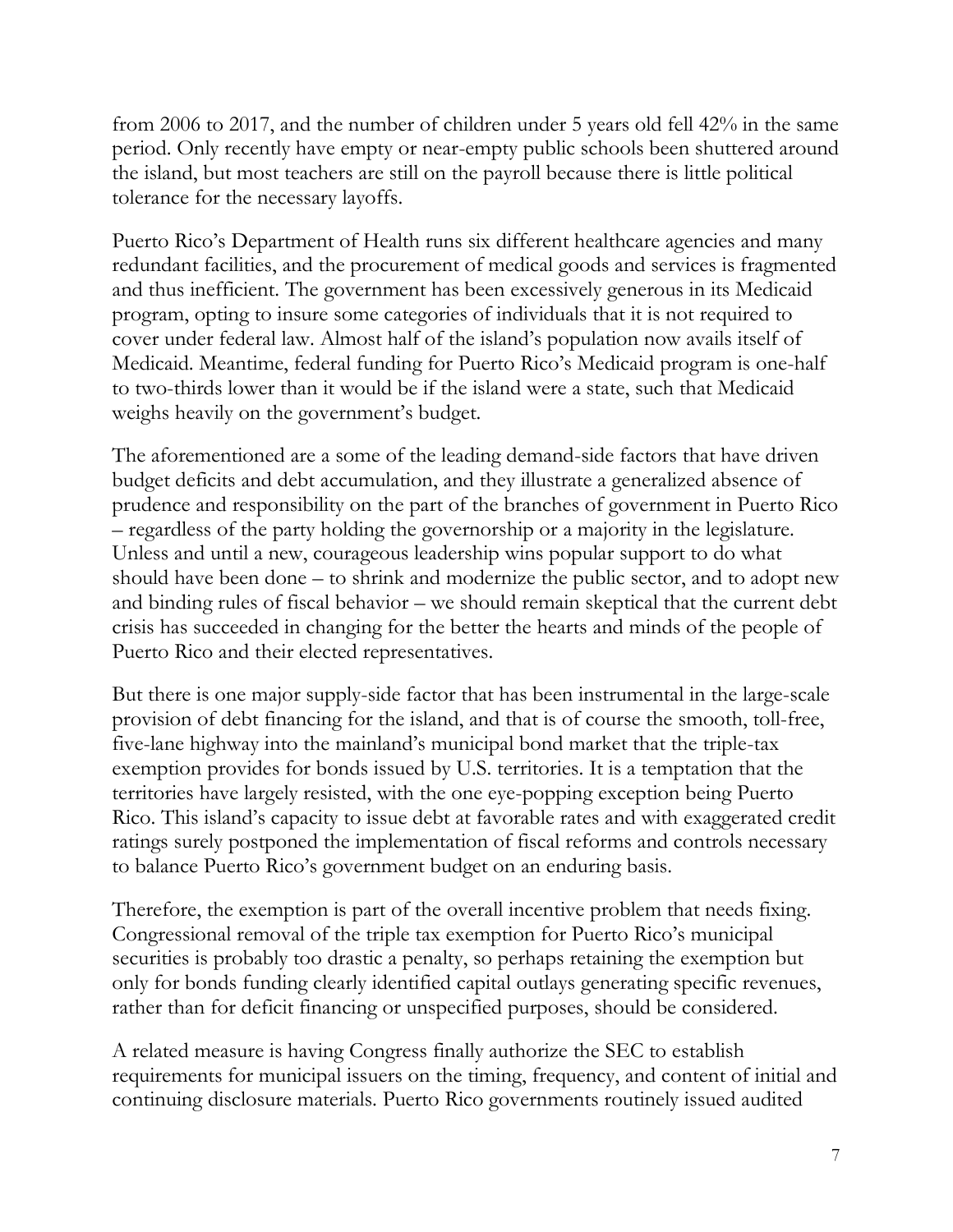from 2006 to 2017, and the number of children under 5 years old fell 42% in the same period. Only recently have empty or near-empty public schools been shuttered around the island, but most teachers are still on the payroll because there is little political tolerance for the necessary layoffs.

Puerto Rico's Department of Health runs six different healthcare agencies and many redundant facilities, and the procurement of medical goods and services is fragmented and thus inefficient. The government has been excessively generous in its Medicaid program, opting to insure some categories of individuals that it is not required to cover under federal law. Almost half of the island's population now avails itself of Medicaid. Meantime, federal funding for Puerto Rico's Medicaid program is one-half to two-thirds lower than it would be if the island were a state, such that Medicaid weighs heavily on the government's budget.

The aforementioned are a some of the leading demand-side factors that have driven budget deficits and debt accumulation, and they illustrate a generalized absence of prudence and responsibility on the part of the branches of government in Puerto Rico – regardless of the party holding the governorship or a majority in the legislature. Unless and until a new, courageous leadership wins popular support to do what should have been done – to shrink and modernize the public sector, and to adopt new and binding rules of fiscal behavior – we should remain skeptical that the current debt crisis has succeeded in changing for the better the hearts and minds of the people of Puerto Rico and their elected representatives.

But there is one major supply-side factor that has been instrumental in the large-scale provision of debt financing for the island, and that is of course the smooth, toll-free, five-lane highway into the mainland's municipal bond market that the triple-tax exemption provides for bonds issued by U.S. territories. It is a temptation that the territories have largely resisted, with the one eye-popping exception being Puerto Rico. This island's capacity to issue debt at favorable rates and with exaggerated credit ratings surely postponed the implementation of fiscal reforms and controls necessary to balance Puerto Rico's government budget on an enduring basis.

Therefore, the exemption is part of the overall incentive problem that needs fixing. Congressional removal of the triple tax exemption for Puerto Rico's municipal securities is probably too drastic a penalty, so perhaps retaining the exemption but only for bonds funding clearly identified capital outlays generating specific revenues, rather than for deficit financing or unspecified purposes, should be considered.

A related measure is having Congress finally authorize the SEC to establish requirements for municipal issuers on the timing, frequency, and content of initial and continuing disclosure materials. Puerto Rico governments routinely issued audited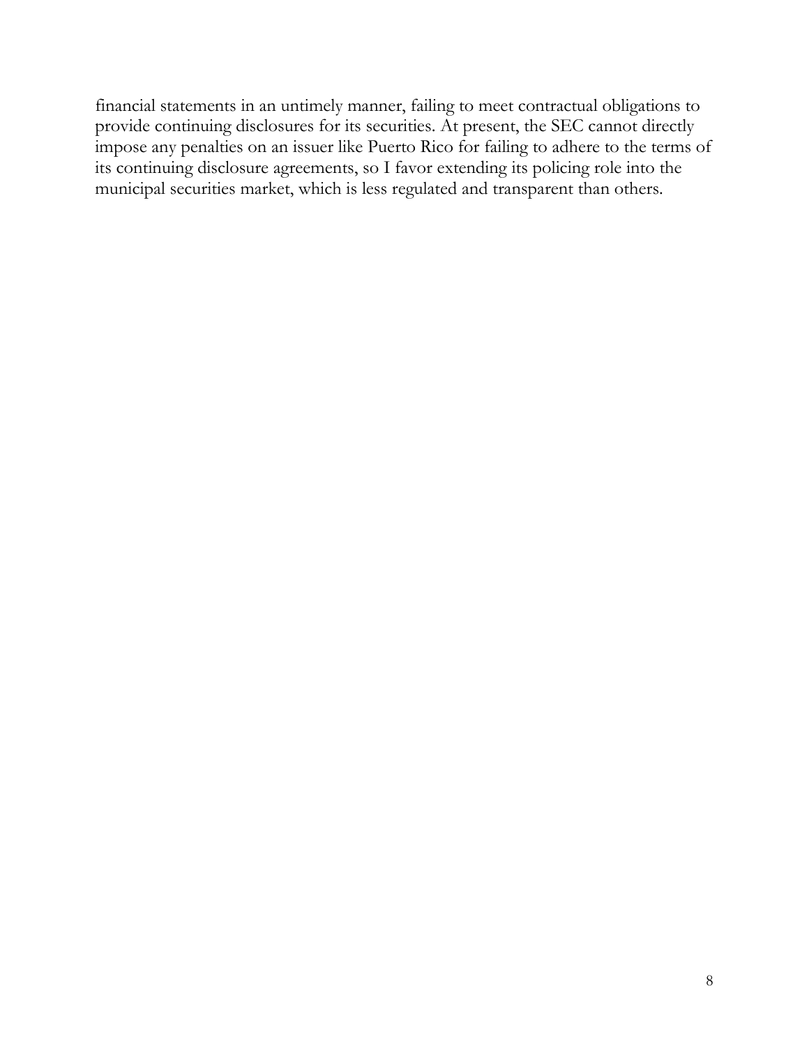financial statements in an untimely manner, failing to meet contractual obligations to provide continuing disclosures for its securities. At present, the SEC cannot directly impose any penalties on an issuer like Puerto Rico for failing to adhere to the terms of its continuing disclosure agreements, so I favor extending its policing role into the municipal securities market, which is less regulated and transparent than others.